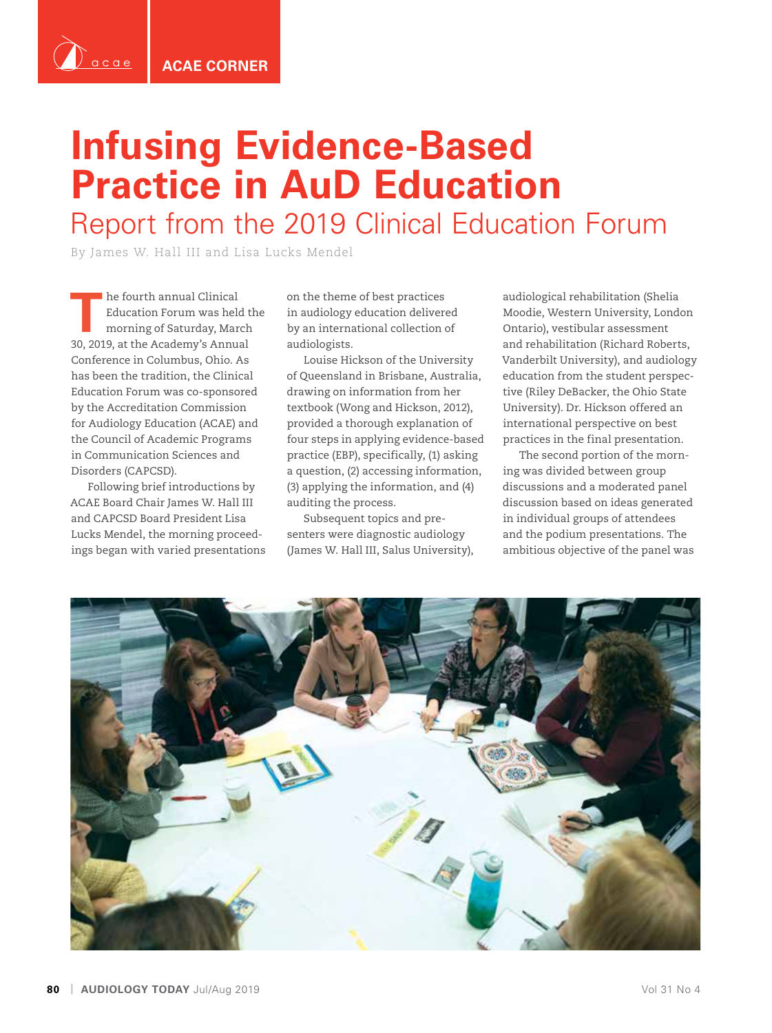ACAE CORNER

# Infusing Evidence-Based Practice in AuD Education

## Report from the 2019 Clinical Education Forum

By James W. Hall III and Lisa Lucks Mendel

The fourth annual Clinical Education Forum was held the morning of Saturday, March 30, 2019, at the Academy's Annual Conference in Columbus, Ohio. As has been the tradition, the Clinical Education Forum was co-sponsored by the Accreditation Commission for Audiology Education (ACAE) and the Council of Academic Programs in Communication Sciences and Disorders (CAPCSD).

Following brief introductions by ACAE Board Chair James W. Hall III and CAPCSD Board President Lisa Lucks Mendel, the morning proceedings began with varied presentations on the theme of best practices in audiology education delivered by an international collection of audiologists.

Louise Hickson of the University of Queensland in Brisbane, Australia, drawing on information from her textbook (Wong and Hickson, 2012), provided a thorough explanation of four steps in applying evidence-based practice (EBP), specifically, (1) asking a question, (2) accessing information, (3) applying the information, and (4) auditing the process.

Subsequent topics and presenters were diagnostic audiology (James W. Hall III, Salus University), audiological rehabilitation (Shelia Moodie, Western University, London Ontario), vestibular assessment and rehabilitation (Richard Roberts, Vanderbilt University), and audiology education from the student perspective (Riley DeBacker, the Ohio State University). Dr. Hickson offered an international perspective on best practices in the final presentation.

The second portion of the morning was divided between group discussions and a moderated panel discussion based on ideas generated in individual groups of attendees and the podium presentations. The ambitious objective of the panel was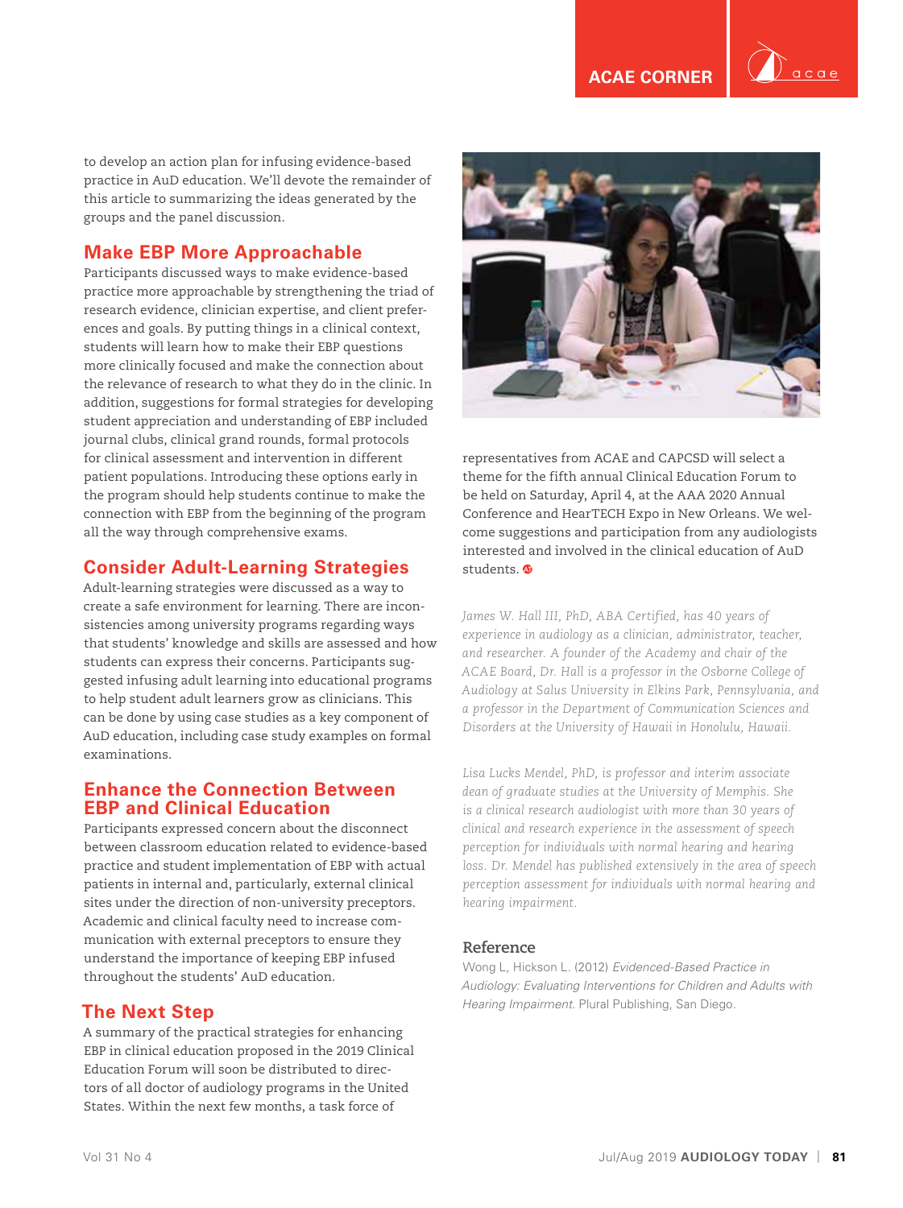to develop an action plan for infusing evidence-based practice in AuD education. We'll devote the remainder of this article to summarizing the ideas generated by the groups and the panel discussion.

## Make EBP More Approachable

Participants discussed ways to make evidence-based practice more approachable by strengthening the triad of research evidence, clinician expertise, and client preferences and goals. By putting things in a clinical context, students will learn how to make their EBP questions more clinically focused and make the connection about the relevance of research to what they do in the clinic. In addition, suggestions for formal strategies for developing student appreciation and understanding of EBP included journal clubs, clinical grand rounds, formal protocols for clinical assessment and intervention in different patient populations. Introducing these options early in the program should help students continue to make the connection with EBP from the beginning of the program all the way through comprehensive exams.

## Consider Adult-Learning Strategies

Adult-learning strategies were discussed as a way to create a safe environment for learning. There are inconsistencies among university programs regarding ways that students' knowledge and skills are assessed and how students can express their concerns. Participants suggested infusing adult learning into educational programs to help student adult learners grow as clinicians. This can be done by using case studies as a key component of AuD education, including case study examples on formal examinations.

## Enhance the Connection Between EBP and Clinical Education

Participants expressed concern about the disconnect between classroom education related to evidence-based practice and student implementation of EBP with actual patients in internal and, particularly, external clinical sites under the direction of non-university preceptors. Academic and clinical faculty need to increase communication with external preceptors to ensure they understand the importance of keeping EBP infused throughout the students' AuD education.

## The Next Step

A summary of the practical strategies for enhancing EBP in clinical education proposed in the 2019 Clinical Education Forum will soon be distributed to directors of all doctor of audiology programs in the United States. Within the next few months, a task force of representatives from ACAE and CAPCSD will select a theme for the fifth annual Clinical Education Forum to be held on Saturday, April 4, at the AAA 2020 Annual Conference and HearTECH Expo in New Orleans. We welcome suggestions and participation from any audiologists interested and involved in the clinical education of AuD students.

*James W. Hall III, PhD, ABA Certified, has 40 years of experience in audiology as a clinician, administrator, teacher, and researcher. A founder of the Academy and chair of the ACAE Board, Dr. Hall is a professor in the Osborne College of Audiology at Salus University in Elkins Park, Pennsylvania, and a professor in the Department of Communication Sciences and Disorders at the University of Hawaii in Honolulu, Hawaii.*

*Lisa Lucks Mendel, PhD, is professor and interim associate dean of graduate studies at the University of Memphis. She is a clinical research audiologist with more than 30 years of clinical and research experience in the assessment of speech perception for individuals with normal hearing and hearing loss. Dr. Mendel has published extensively in the area of speech perception assessment for individuals with normal hearing and hearing impairment.*

### Reference

Wong L, Hickson L. (2012) *Evidenced-Based Practice in Audiology: Evaluating Interventions for Children and Adults with Hearing Impairment.* Plural Publishing, San Diego.